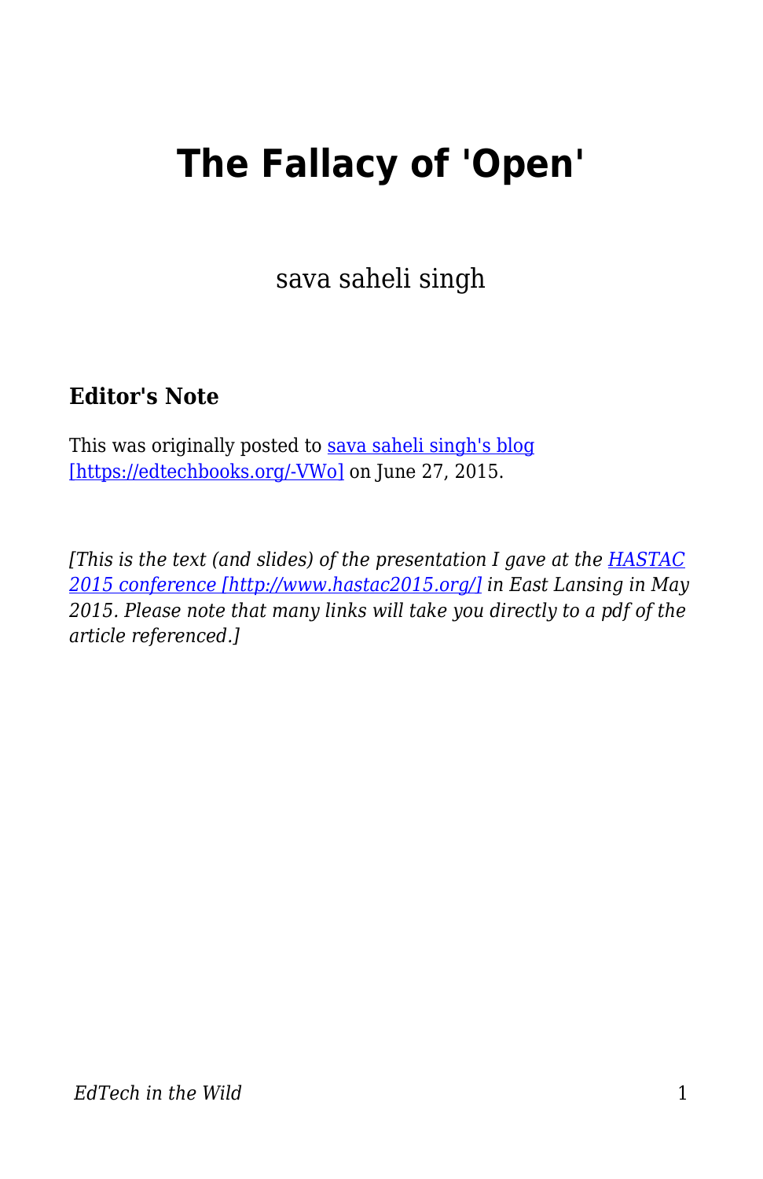# The Fallacy of 'Open'

sava saheli singh

### Editor's Note

This was originally posted to [sava saheli singh's blog [https://edtechbooks.org/-VWo]](https://edtechbooks.org/-VWo) on June 27, 2015.

*[This is the text (and slides) of the presentation I gave at the [HASTAC 2015 conference [http://www.hastac2015.org/]](http://www.hastac2015.org/) in East Lansing in May 2015. Please note that many links will take you directly to a pdf of the article referenced.]*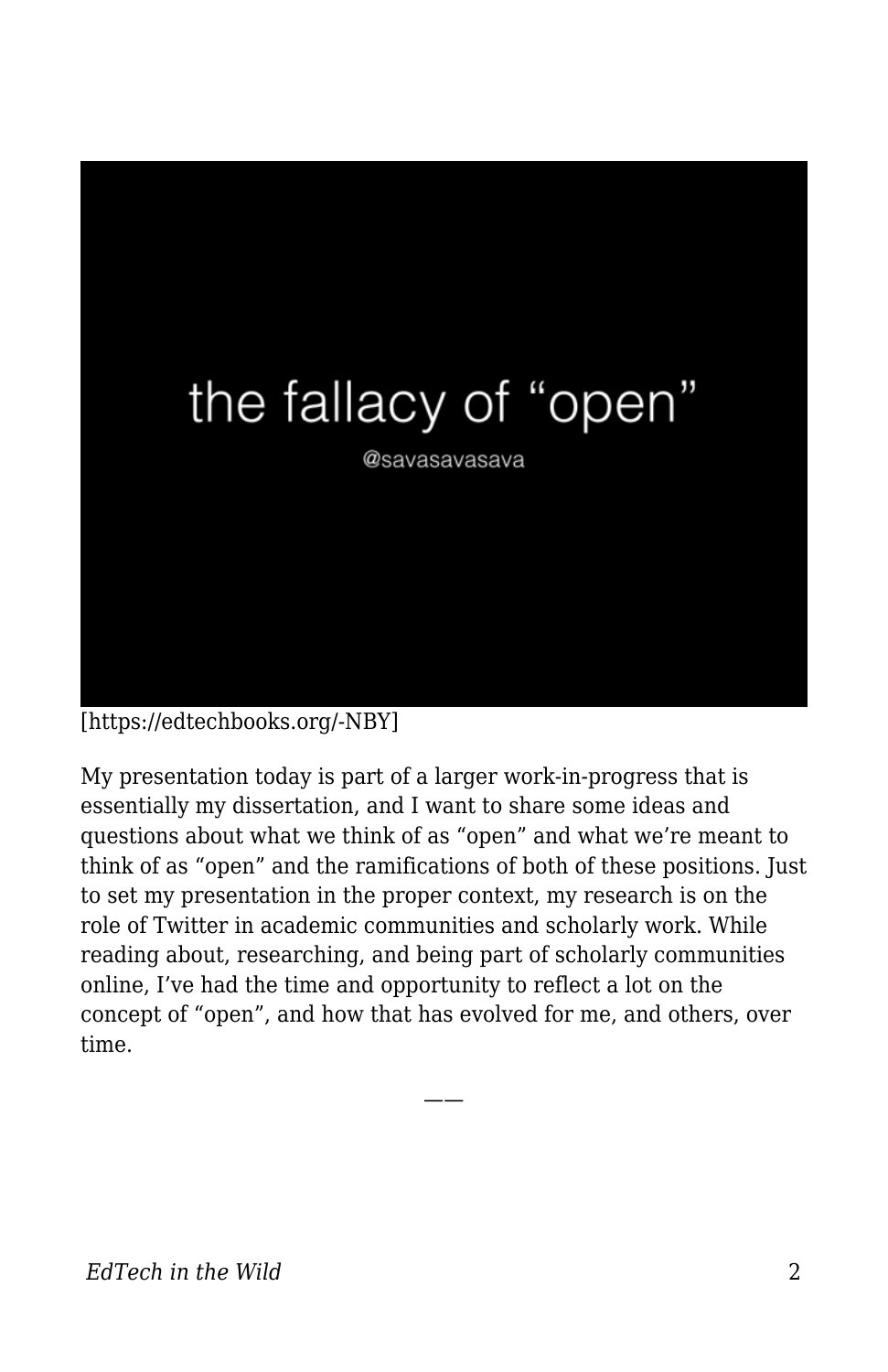the fallacy of "open"

@savasavasava

[https://edtechbooks.org/-NBY]

My presentation today is part of a larger work-in-progress that is essentially my dissertation, and I want to share some ideas and questions about what we think of as "open" and what we're meant to think of as "open" and the ramifications of both of these positions. Just to set my presentation in the proper context, my research is on the role of Twitter in academic communities and scholarly work. While reading about, researching, and being part of scholarly communities online, I've had the time and opportunity to reflect a lot on the concept of "open", and how that has evolved for me, and others, over time.

——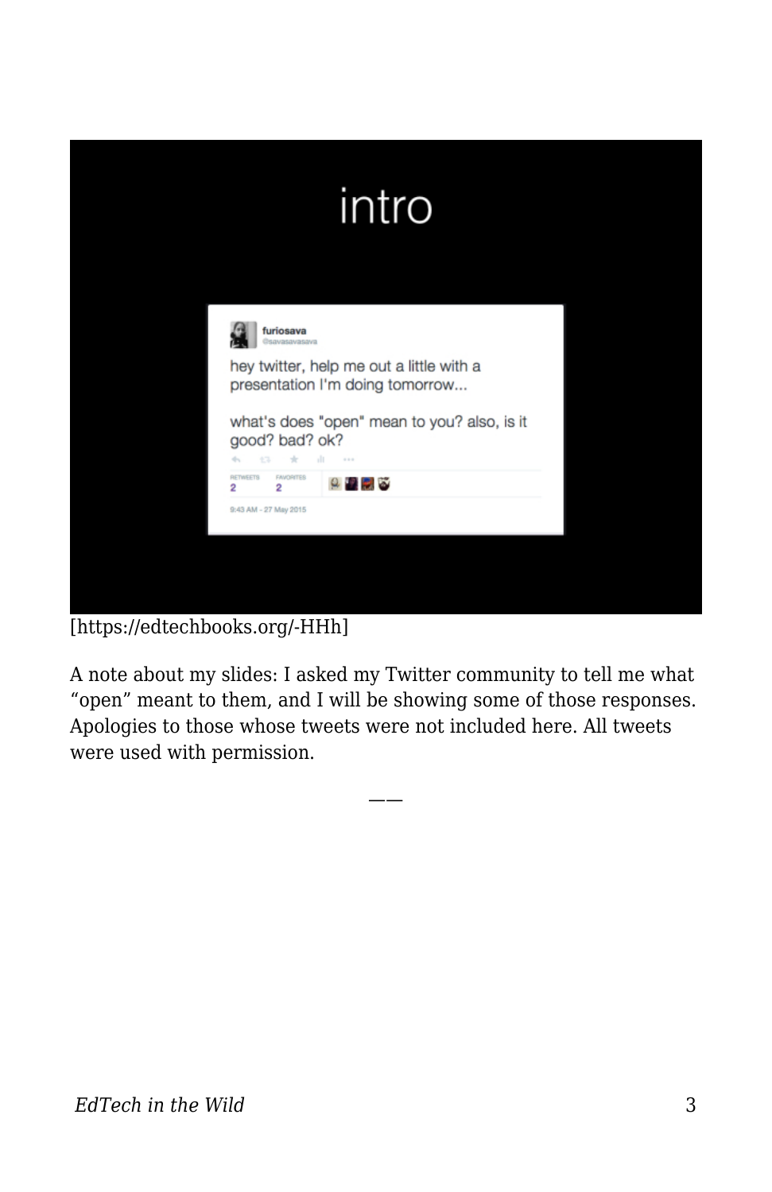[https://edtechbooks.org/-HHh]

A note about my slides: I asked my Twitter community to tell me what "open" meant to them, and I will be showing some of those responses. Apologies to those whose tweets were not included here. All tweets were used with permission.

——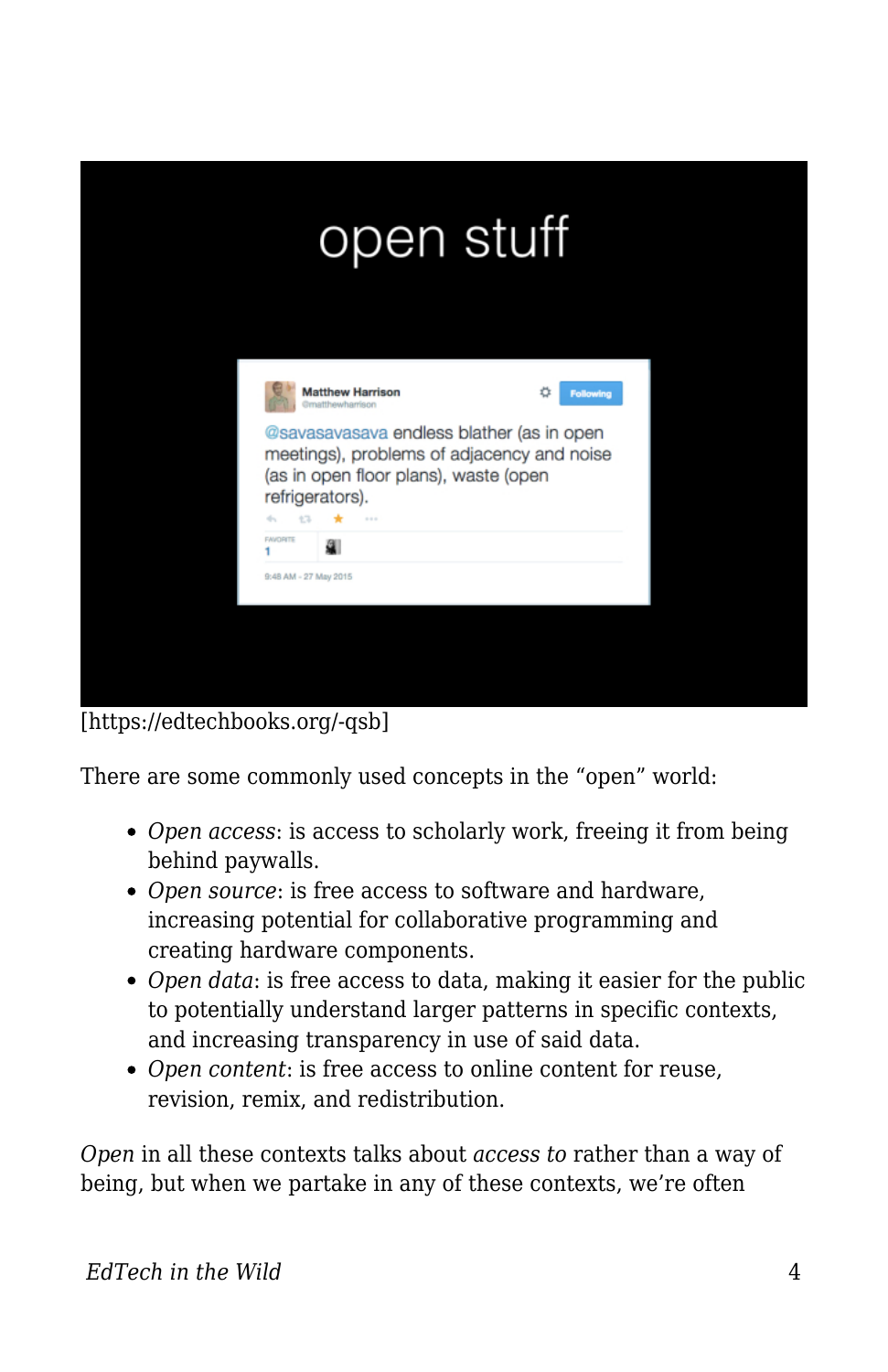[https://edtechbooks.org/-qsb]

There are some commonly used concepts in the “open” world:

- *Open access*: is access to scholarly work, freeing it from being behind paywalls.
- *Open source*: is free access to software and hardware, increasing potential for collaborative programming and creating hardware components.
- *Open data*: is free access to data, making it easier for the public to potentially understand larger patterns in specific contexts, and increasing transparency in use of said data.
- *Open content*: is free access to online content for reuse, revision, remix, and redistribution.

*Open* in all these contexts talks about *access to* rather than a way of being, but when we partake in any of these contexts, we’re often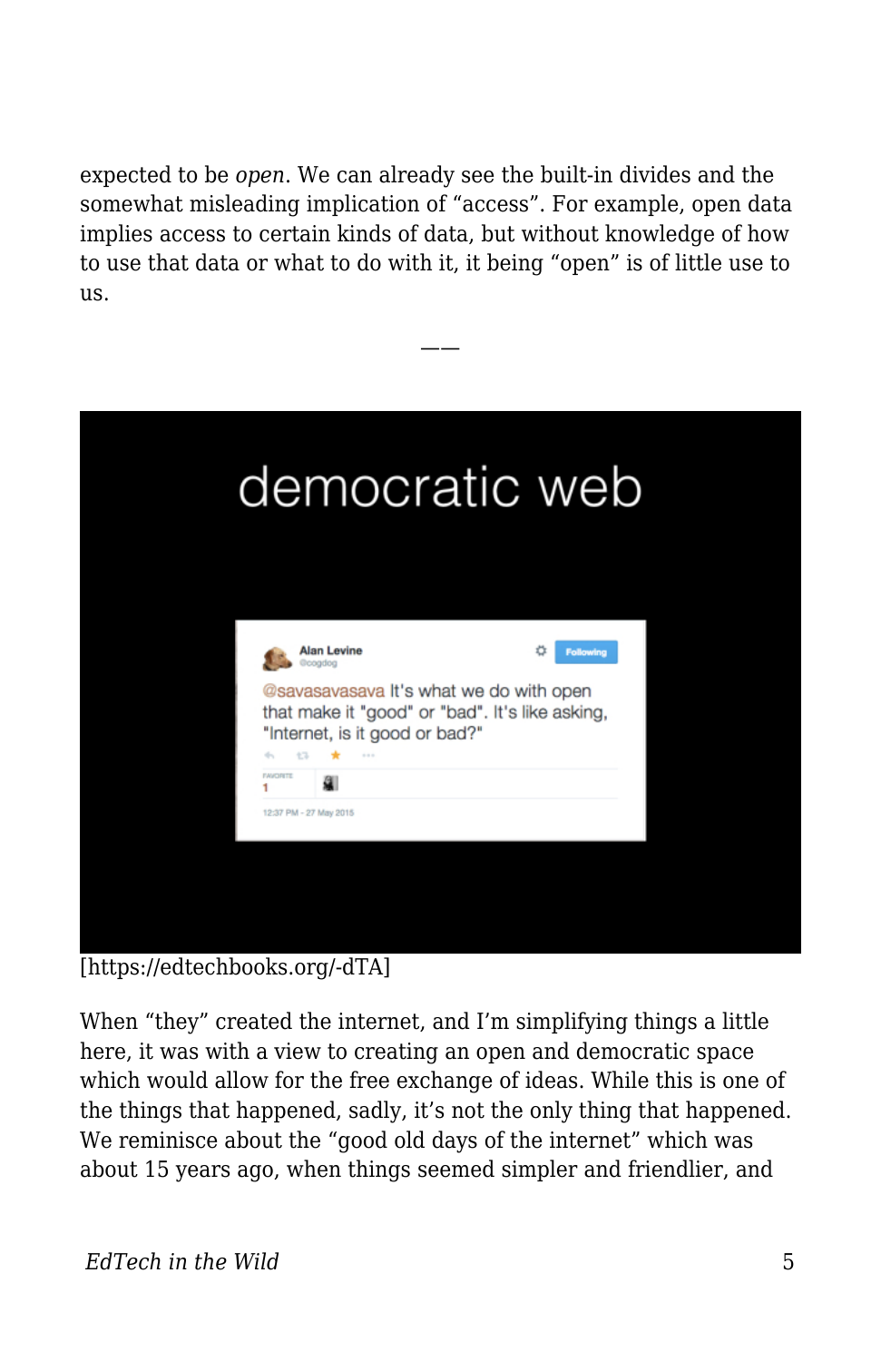expected to be *open*. We can already see the built-in divides and the somewhat misleading implication of “access”. For example, open data implies access to certain kinds of data, but without knowledge of how to use that data or what to do with it, it being “open” is of little use to us.

——

[https://edtechbooks.org/-dTA]

When “they” created the internet, and I’m simplifying things a little here, it was with a view to creating an open and democratic space which would allow for the free exchange of ideas. While this is one of the things that happened, sadly, it’s not the only thing that happened. We reminisce about the “good old days of the internet” which was about 15 years ago, when things seemed simpler and friendlier, and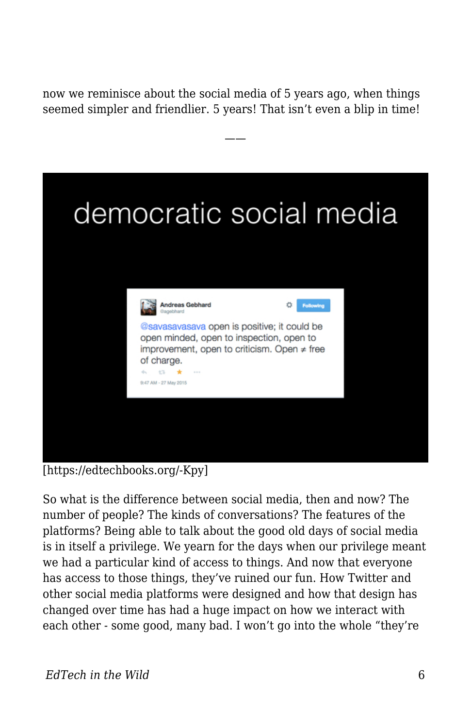now we reminisce about the social media of 5 years ago, when things seemed simpler and friendlier. 5 years! That isn't even a blip in time!

——

[https://edtechbooks.org/-Kpy]

So what is the difference between social media, then and now? The number of people? The kinds of conversations? The features of the platforms? Being able to talk about the good old days of social media is in itself a privilege. We yearn for the days when our privilege meant we had a particular kind of access to things. And now that everyone has access to those things, they've ruined our fun. How Twitter and other social media platforms were designed and how that design has changed over time has had a huge impact on how we interact with each other - some good, many bad. I won't go into the whole "they're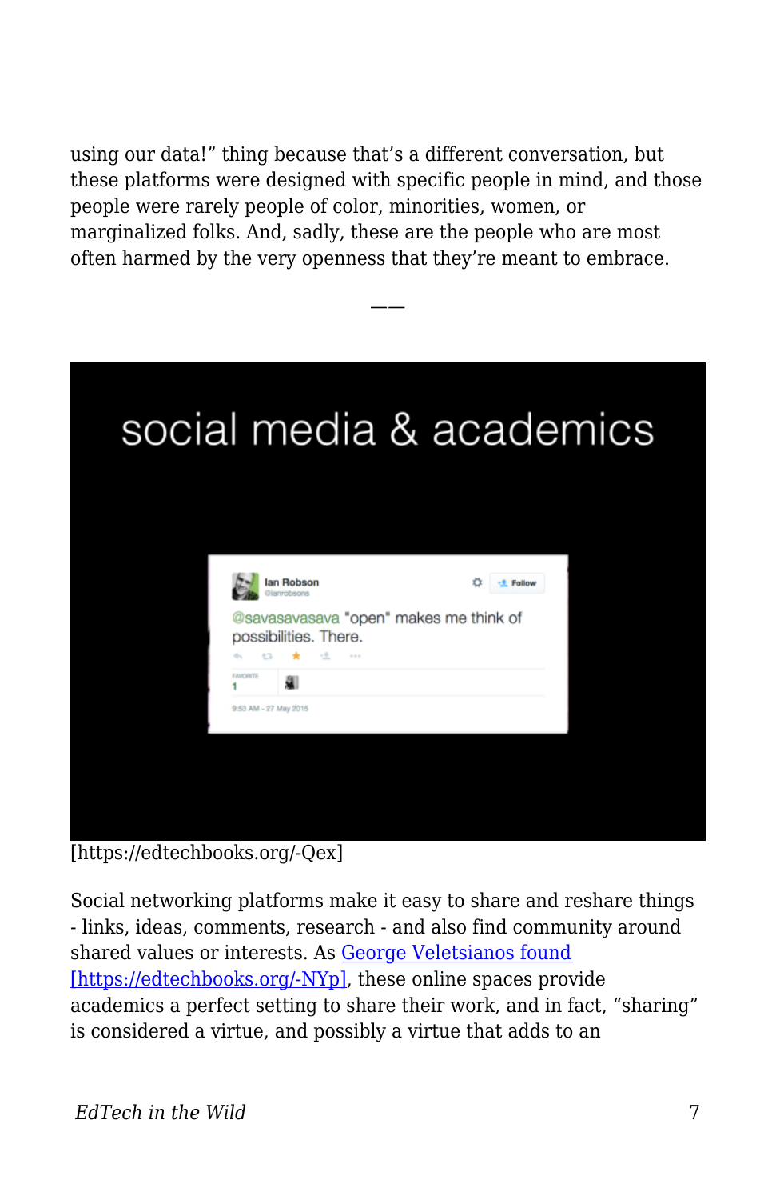using our data!" thing because that's a different conversation, but these platforms were designed with specific people in mind, and those people were rarely people of color, minorities, women, or marginalized folks. And, sadly, these are the people who are most often harmed by the very openness that they're meant to embrace.

——

[https://edtechbooks.org/-Qex]

Social networking platforms make it easy to share and reshare things - links, ideas, comments, research - and also find community around shared values or interests. As George Veletsianos found [https://edtechbooks.org/-NYp], these online spaces provide academics a perfect setting to share their work, and in fact, "sharing" is considered a virtue, and possibly a virtue that adds to an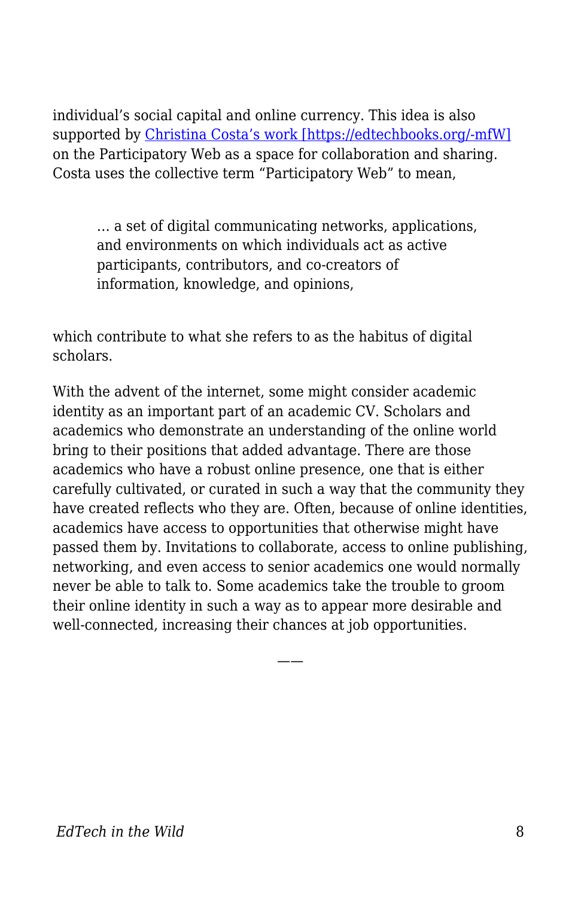individual's social capital and online currency. This idea is also supported by [Christina Costa's work [https://edtechbooks.org/-mfW]](https://edtechbooks.org/-mfW) on the Participatory Web as a space for collaboration and sharing. Costa uses the collective term "Participatory Web" to mean,

> … a set of digital communicating networks, applications, and environments on which individuals act as active participants, contributors, and co-creators of information, knowledge, and opinions,

which contribute to what she refers to as the habitus of digital scholars.

With the advent of the internet, some might consider academic identity as an important part of an academic CV. Scholars and academics who demonstrate an understanding of the online world bring to their positions that added advantage. There are those academics who have a robust online presence, one that is either carefully cultivated, or curated in such a way that the community they have created reflects who they are. Often, because of online identities, academics have access to opportunities that otherwise might have passed them by. Invitations to collaborate, access to online publishing, networking, and even access to senior academics one would normally never be able to talk to. Some academics take the trouble to groom their online identity in such a way as to appear more desirable and well-connected, increasing their chances at job opportunities.

——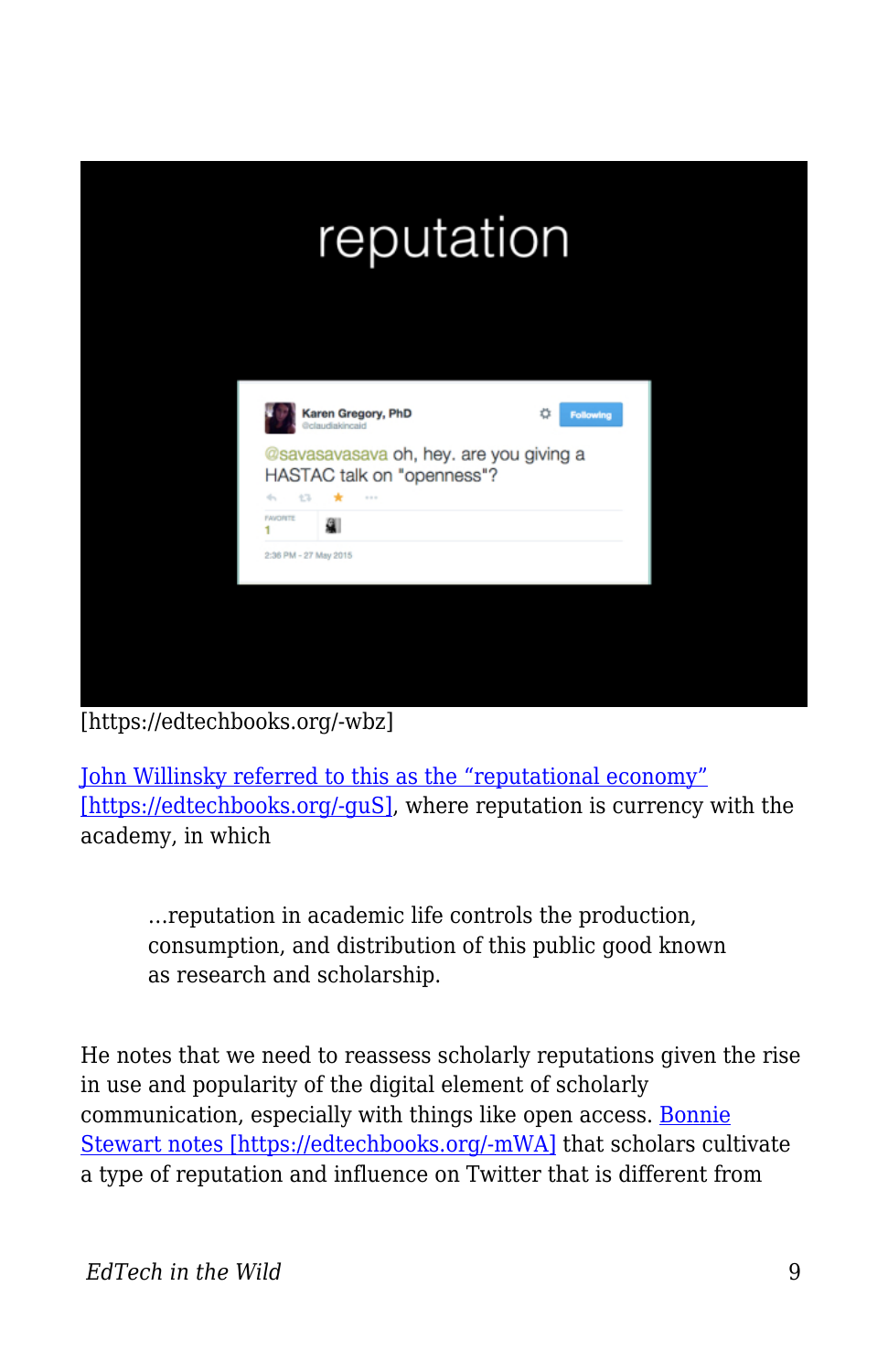[https://edtechbooks.org/-wbz]

John Willinsky referred to this as the "reputational economy" [https://edtechbooks.org/-guS], where reputation is currency with the academy, in which

> …reputation in academic life controls the production, consumption, and distribution of this public good known as research and scholarship.

He notes that we need to reassess scholarly reputations given the rise in use and popularity of the digital element of scholarly communication, especially with things like open access. Bonnie Stewart notes [https://edtechbooks.org/-mWA] that scholars cultivate a type of reputation and influence on Twitter that is different from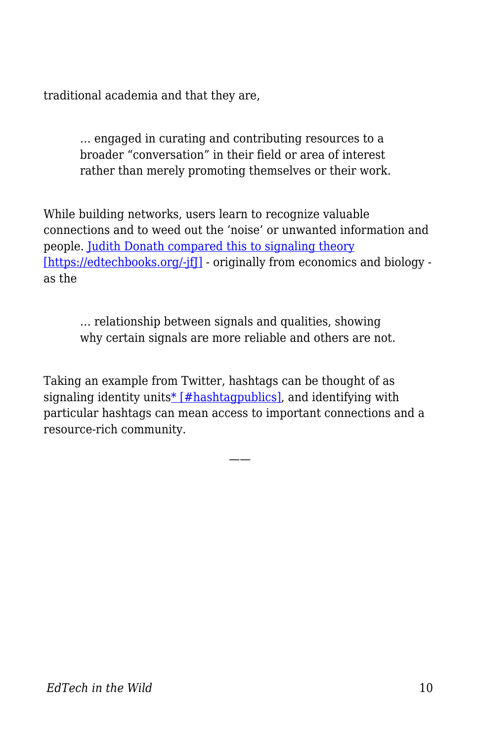traditional academia and that they are,

> … engaged in curating and contributing resources to a broader “conversation” in their field or area of interest rather than merely promoting themselves or their work.

While building networks, users learn to recognize valuable connections and to weed out the ‘noise’ or unwanted information and people. [Judith Donath compared this to signaling theory [https://edtechbooks.org/-jfJ]](https://edtechbooks.org/-jfJ) - originally from economics and biology - as the

> … relationship between signals and qualities, showing why certain signals are more reliable and others are not.

Taking an example from Twitter, hashtags can be thought of as signaling identity units[* [#hashtagpublics]](#hashtagpublics), and identifying with particular hashtags can mean access to important connections and a resource-rich community.

——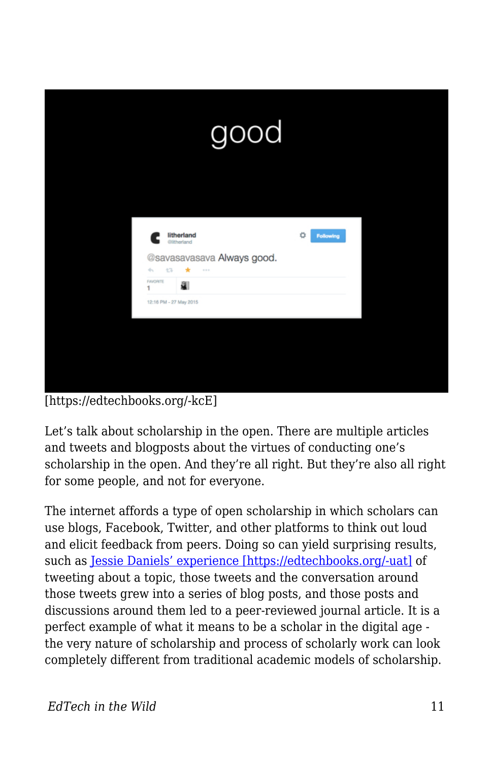[https://edtechbooks.org/-kcE]

Let’s talk about scholarship in the open. There are multiple articles and tweets and blogposts about the virtues of conducting one’s scholarship in the open. And they’re all right. But they’re also all right for some people, and not for everyone.

The internet affords a type of open scholarship in which scholars can use blogs, Facebook, Twitter, and other platforms to think out loud and elicit feedback from peers. Doing so can yield surprising results, such as [Jessie Daniels’ experience [https://edtechbooks.org/-uat]](https://edtechbooks.org/-uat) of tweeting about a topic, those tweets and the conversation around those tweets grew into a series of blog posts, and those posts and discussions around them led to a peer-reviewed journal article. It is a perfect example of what it means to be a scholar in the digital age - the very nature of scholarship and process of scholarly work can look completely different from traditional academic models of scholarship.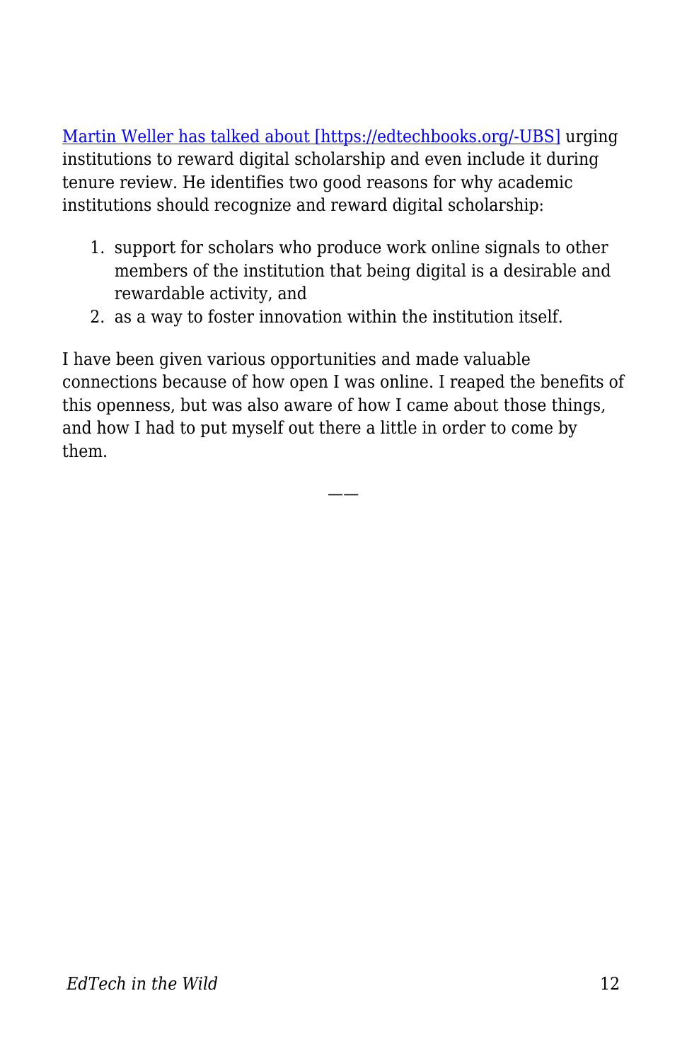[Martin Weller has talked about [https://edtechbooks.org/-UBS]](https://edtechbooks.org/-UBS) urging institutions to reward digital scholarship and even include it during tenure review. He identifies two good reasons for why academic institutions should recognize and reward digital scholarship:

1. support for scholars who produce work online signals to other members of the institution that being digital is a desirable and rewardable activity, and
2. as a way to foster innovation within the institution itself.

I have been given various opportunities and made valuable connections because of how open I was online. I reaped the benefits of this openness, but was also aware of how I came about those things, and how I had to put myself out there a little in order to come by them.

——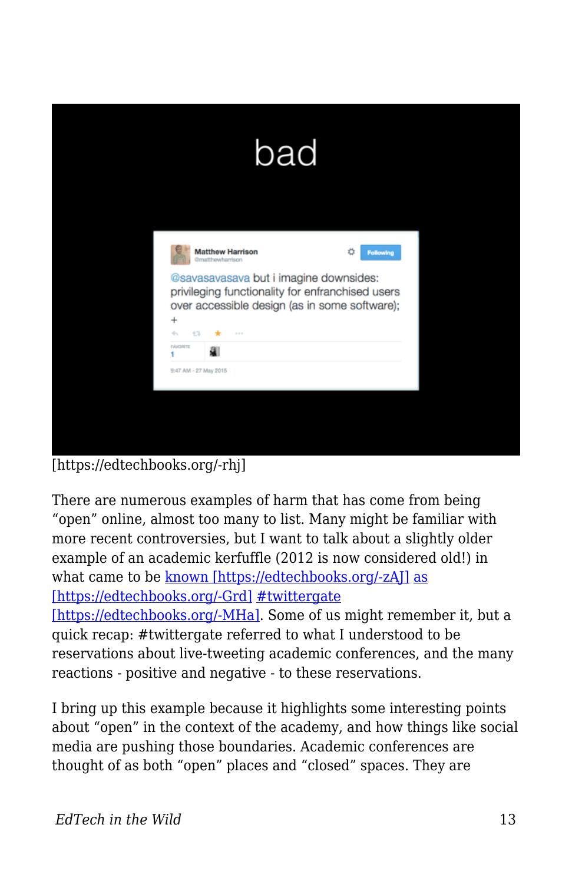[https://edtechbooks.org/-rhj]

There are numerous examples of harm that has come from being "open" online, almost too many to list. Many might be familiar with more recent controversies, but I want to talk about a slightly older example of an academic kerfuffle (2012 is now considered old!) in what came to be known [https://edtechbooks.org/-zAJ] as [https://edtechbooks.org/-Grd] #twittergate [https://edtechbooks.org/-MHa]. Some of us might remember it, but a quick recap: #twittergate referred to what I understood to be reservations about live-tweeting academic conferences, and the many reactions - positive and negative - to these reservations.

I bring up this example because it highlights some interesting points about "open" in the context of the academy, and how things like social media are pushing those boundaries. Academic conferences are thought of as both "open" places and "closed" spaces. They are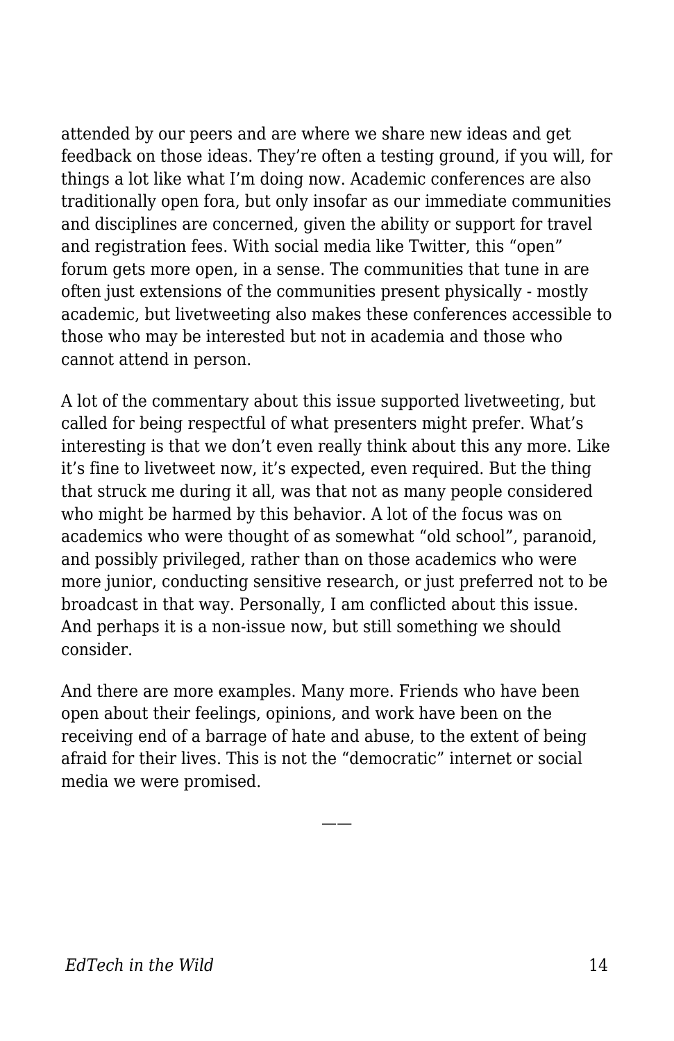attended by our peers and are where we share new ideas and get feedback on those ideas. They're often a testing ground, if you will, for things a lot like what I'm doing now. Academic conferences are also traditionally open fora, but only insofar as our immediate communities and disciplines are concerned, given the ability or support for travel and registration fees. With social media like Twitter, this "open" forum gets more open, in a sense. The communities that tune in are often just extensions of the communities present physically - mostly academic, but livetweeting also makes these conferences accessible to those who may be interested but not in academia and those who cannot attend in person.

A lot of the commentary about this issue supported livetweeting, but called for being respectful of what presenters might prefer. What's interesting is that we don't even really think about this any more. Like it's fine to livetweet now, it's expected, even required. But the thing that struck me during it all, was that not as many people considered who might be harmed by this behavior. A lot of the focus was on academics who were thought of as somewhat "old school", paranoid, and possibly privileged, rather than on those academics who were more junior, conducting sensitive research, or just preferred not to be broadcast in that way. Personally, I am conflicted about this issue. And perhaps it is a non-issue now, but still something we should consider.

And there are more examples. Many more. Friends who have been open about their feelings, opinions, and work have been on the receiving end of a barrage of hate and abuse, to the extent of being afraid for their lives. This is not the "democratic" internet or social media we were promised.

——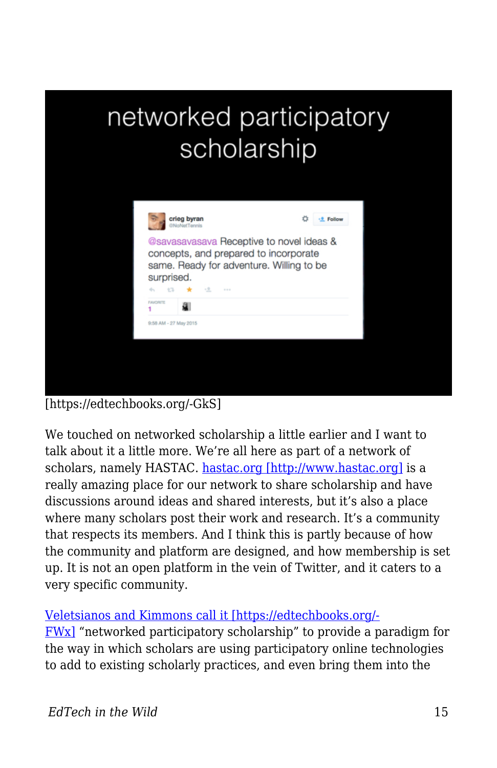[https://edtechbooks.org/-GkS]

We touched on networked scholarship a little earlier and I want to talk about it a little more. We're all here as part of a network of scholars, namely HASTAC. hastac.org [http://www.hastac.org] is a really amazing place for our network to share scholarship and have discussions around ideas and shared interests, but it's also a place where many scholars post their work and research. It's a community that respects its members. And I think this is partly because of how the community and platform are designed, and how membership is set up. It is not an open platform in the vein of Twitter, and it caters to a very specific community.

Veletsianos and Kimmons call it [https://edtechbooks.org/-FWx] "networked participatory scholarship" to provide a paradigm for the way in which scholars are using participatory online technologies to add to existing scholarly practices, and even bring them into the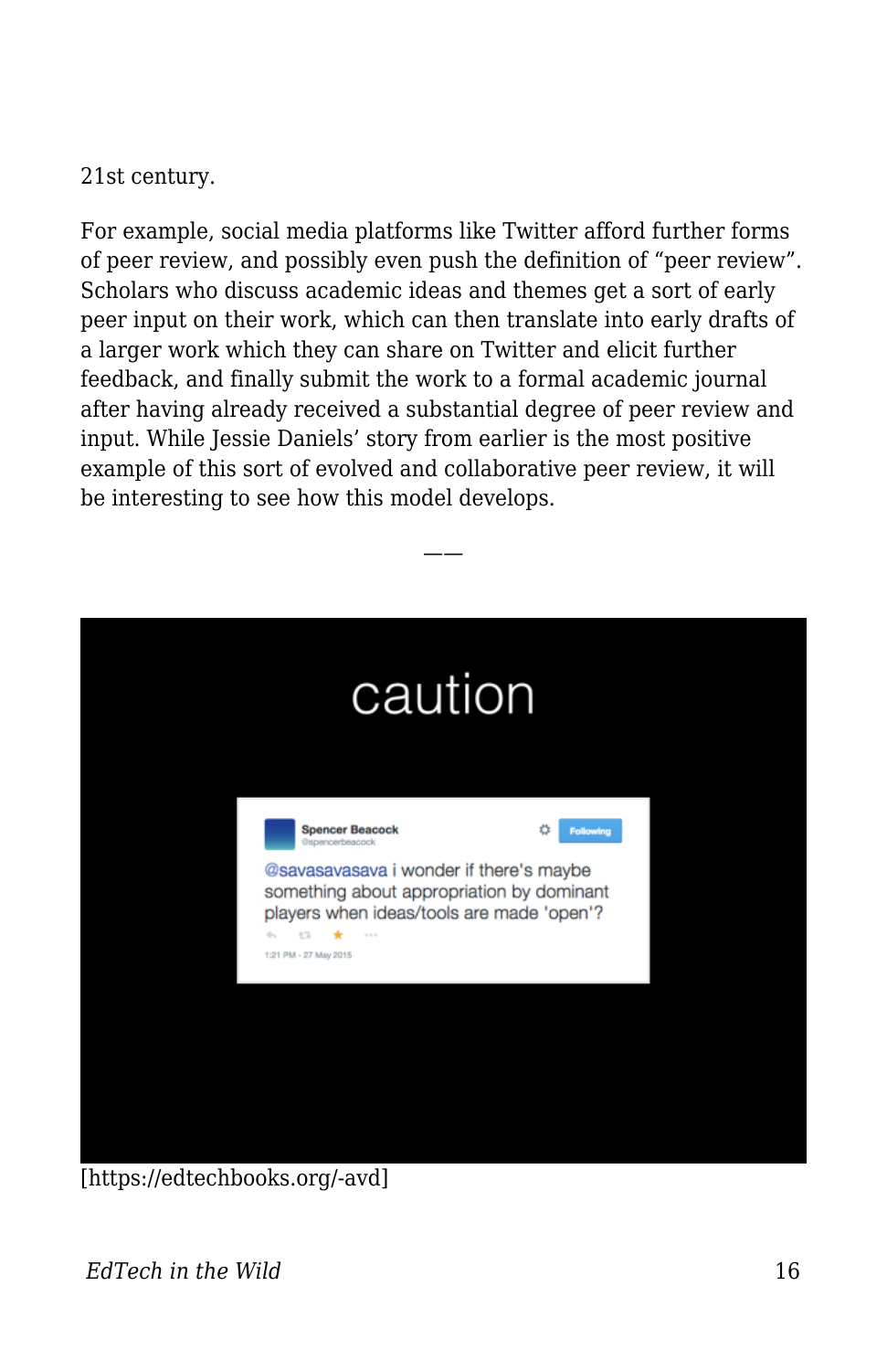21st century.

For example, social media platforms like Twitter afford further forms of peer review, and possibly even push the definition of "peer review". Scholars who discuss academic ideas and themes get a sort of early peer input on their work, which can then translate into early drafts of a larger work which they can share on Twitter and elicit further feedback, and finally submit the work to a formal academic journal after having already received a substantial degree of peer review and input. While Jessie Daniels' story from earlier is the most positive example of this sort of evolved and collaborative peer review, it will be interesting to see how this model develops.

——

caution

Spencer Beacock @spencerbeacock

@savasavasava i wonder if there's maybe something about appropriation by dominant players when ideas/tools are made 'open'?

1:21 PM - 27 May 2015

[https://edtechbooks.org/-avd]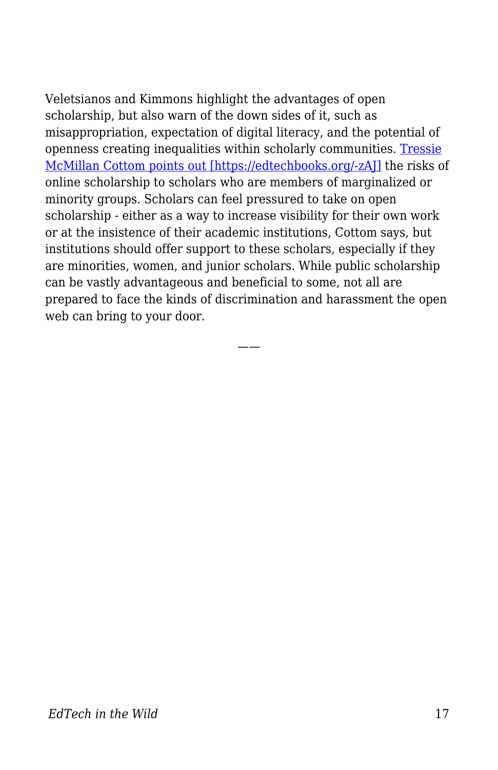Veletsianos and Kimmons highlight the advantages of open scholarship, but also warn of the down sides of it, such as misappropriation, expectation of digital literacy, and the potential of openness creating inequalities within scholarly communities. [Tressie McMillan Cottom points out [https://edtechbooks.org/-zAJ]](https://edtechbooks.org/-zAJ) the risks of online scholarship to scholars who are members of marginalized or minority groups. Scholars can feel pressured to take on open scholarship - either as a way to increase visibility for their own work or at the insistence of their academic institutions, Cottom says, but institutions should offer support to these scholars, especially if they are minorities, women, and junior scholars. While public scholarship can be vastly advantageous and beneficial to some, not all are prepared to face the kinds of discrimination and harassment the open web can bring to your door.

——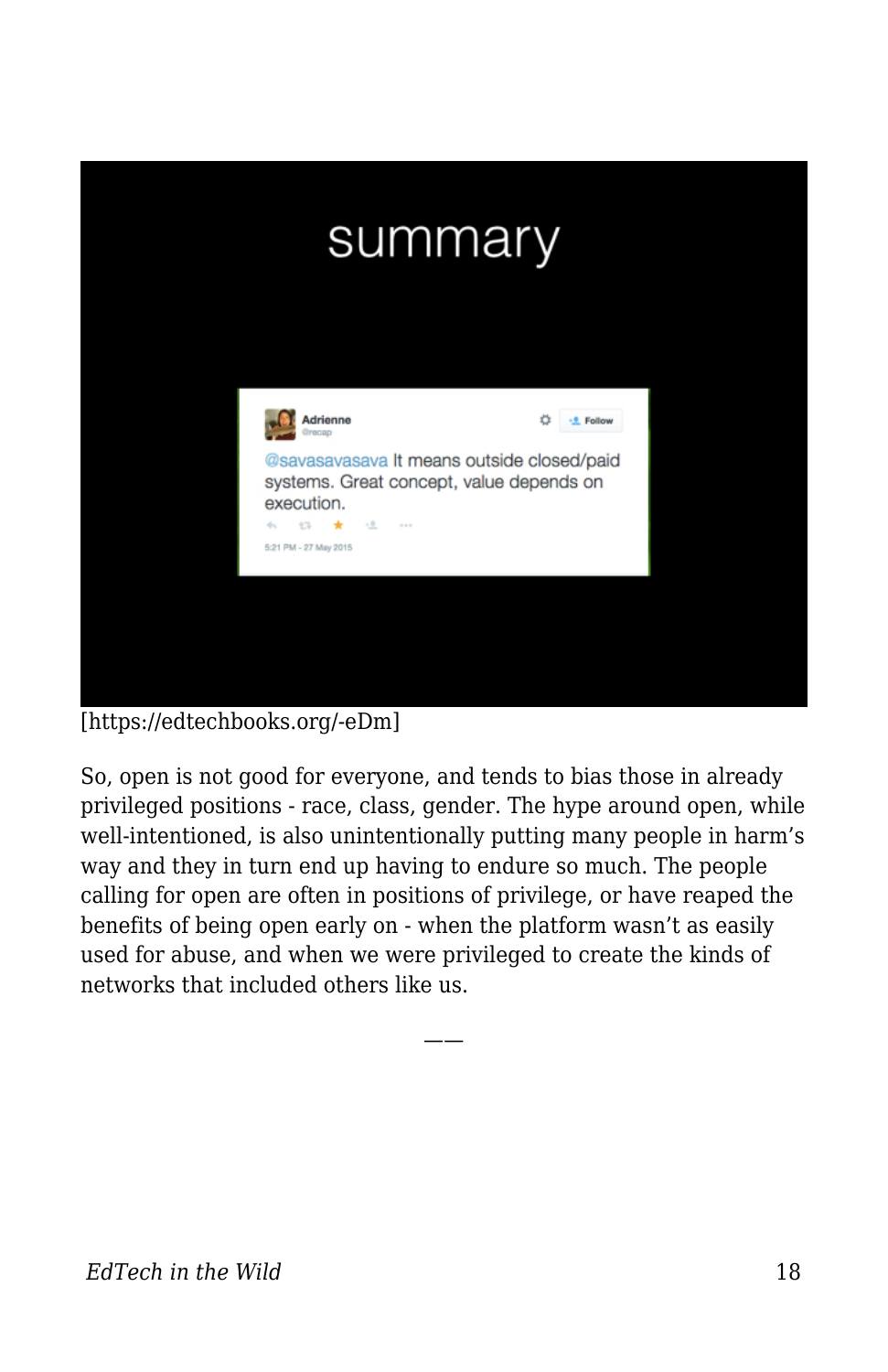summary

Adrienne
@recap

@savasavasava It means outside closed/paid systems. Great concept, value depends on execution.

5:21 PM - 27 May 2015

[https://edtechbooks.org/-eDm]

So, open is not good for everyone, and tends to bias those in already privileged positions - race, class, gender. The hype around open, while well-intentioned, is also unintentionally putting many people in harm's way and they in turn end up having to endure so much. The people calling for open are often in positions of privilege, or have reaped the benefits of being open early on - when the platform wasn't as easily used for abuse, and when we were privileged to create the kinds of networks that included others like us.

——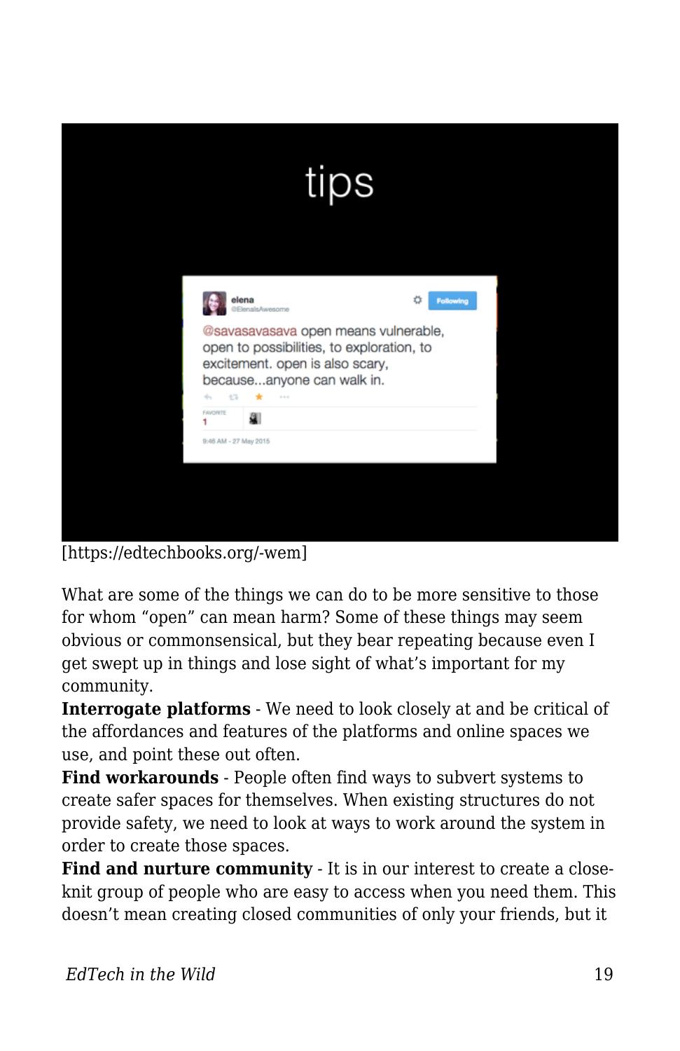[https://edtechbooks.org/-wem]

What are some of the things we can do to be more sensitive to those for whom "open" can mean harm? Some of these things may seem obvious or commonsensical, but they bear repeating because even I get swept up in things and lose sight of what's important for my community.

**Interrogate platforms** - We need to look closely at and be critical of the affordances and features of the platforms and online spaces we use, and point these out often.

**Find workarounds** - People often find ways to subvert systems to create safer spaces for themselves. When existing structures do not provide safety, we need to look at ways to work around the system in order to create those spaces.

**Find and nurture community** - It is in our interest to create a close-knit group of people who are easy to access when you need them. This doesn't mean creating closed communities of only your friends, but it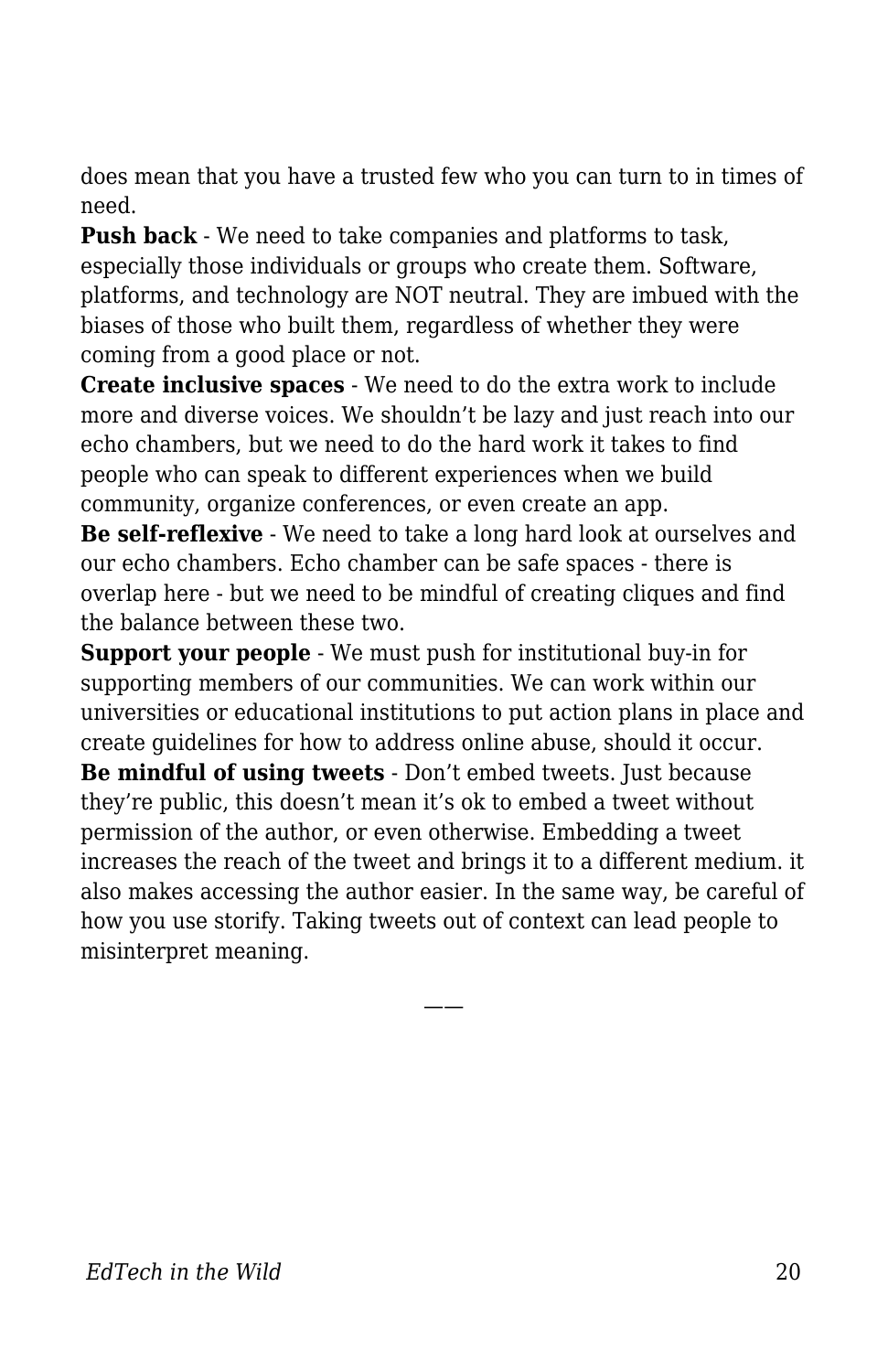does mean that you have a trusted few who you can turn to in times of need.

**Push back** - We need to take companies and platforms to task, especially those individuals or groups who create them. Software, platforms, and technology are NOT neutral. They are imbued with the biases of those who built them, regardless of whether they were coming from a good place or not.

**Create inclusive spaces** - We need to do the extra work to include more and diverse voices. We shouldn't be lazy and just reach into our echo chambers, but we need to do the hard work it takes to find people who can speak to different experiences when we build community, organize conferences, or even create an app.

**Be self-reflexive** - We need to take a long hard look at ourselves and our echo chambers. Echo chamber can be safe spaces - there is overlap here - but we need to be mindful of creating cliques and find the balance between these two.

**Support your people** - We must push for institutional buy-in for supporting members of our communities. We can work within our universities or educational institutions to put action plans in place and create guidelines for how to address online abuse, should it occur.

**Be mindful of using tweets** - Don't embed tweets. Just because they're public, this doesn't mean it's ok to embed a tweet without permission of the author, or even otherwise. Embedding a tweet increases the reach of the tweet and brings it to a different medium. it also makes accessing the author easier. In the same way, be careful of how you use storify. Taking tweets out of context can lead people to misinterpret meaning.

——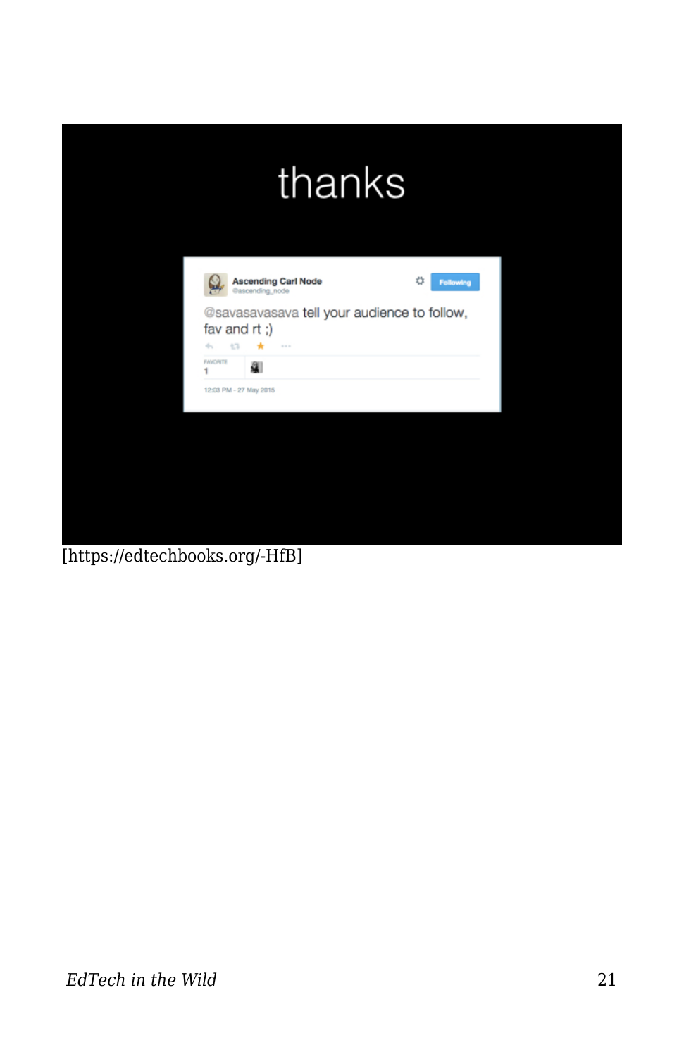thanks

Ascending Carl Node
@ascending_node

@savasavasava tell your audience to follow, fav and rt ;)

FAVORITE
1

12:03 PM - 27 May 2015

[https://edtechbooks.org/-HfB]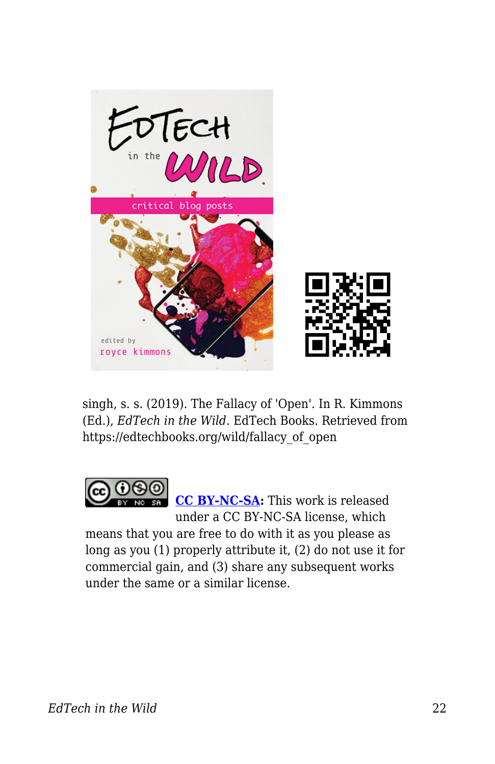singh, s. s. (2019). The Fallacy of 'Open'. In R. Kimmons (Ed.), *EdTech in the Wild*. EdTech Books. Retrieved from https://edtechbooks.org/wild/fallacy_of_open

**CC BY-NC-SA:** This work is released under a CC BY-NC-SA license, which means that you are free to do with it as you please as long as you (1) properly attribute it, (2) do not use it for commercial gain, and (3) share any subsequent works under the same or a similar license.